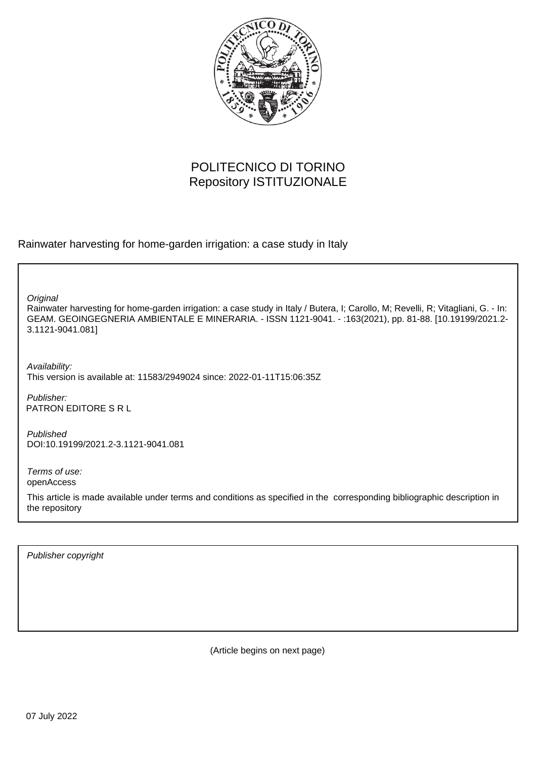POLITECNICO DI TORINO
Repository ISTITUZIONALE

Rainwater harvesting for home-garden irrigation: a case study in Italy

*Original*
Rainwater harvesting for home-garden irrigation: a case study in Italy / Butera, I; Carollo, M; Revelli, R; Vitagliani, G. - In: GEAM. GEOINGEGNERIA AMBIENTALE E MINERARIA. - ISSN 1121-9041. - :163(2021), pp. 81-88. [10.19199/2021.2-3.1121-9041.081]

*Availability:*
This version is available at: 11583/2949024 since: 2022-01-11T15:06:35Z

*Publisher:*
PATRON EDITORE S R L

*Published*
DOI:10.19199/2021.2-3.1121-9041.081

*Terms of use:*
openAccess

This article is made available under terms and conditions as specified in the corresponding bibliographic description in the repository

*Publisher copyright*

(Article begins on next page)

07 July 2022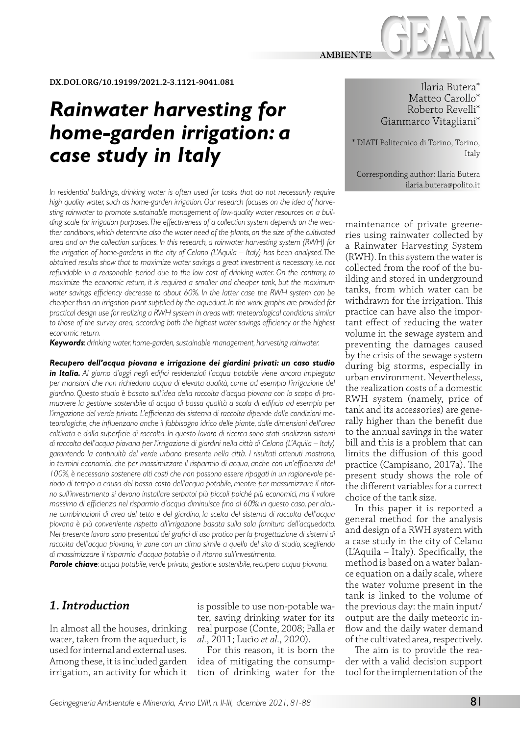DX.DOI.ORG/10.19199/2021.2-3.1121-9041.081

# *Rainwater harvesting for home-garden irrigation: a case study in Italy*

Ilaria Butera*
Matteo Carollo*
Roberto Revelli*
Gianmarco Vitagliani*

\* DIATI Politecnico di Torino, Torino, Italy

Corresponding author: Ilaria Butera
ilaria.butera@polito.it

*In residential buildings, drinking water is often used for tasks that do not necessarily require high quality water, such as home-garden irrigation. Our research focuses on the idea of harvesting rainwater to promote sustainable management of low-quality water resources on a building scale for irrigation purposes. The effectiveness of a collection system depends on the weather conditions, which determine also the water need of the plants, on the size of the cultivated area and on the collection surfaces. In this research, a rainwater harvesting system (RWH) for the irrigation of home-gardens in the city of Celano (L'Aquila – Italy) has been analysed. The obtained results show that to maximize water savings a great investment is necessary, i.e. not refundable in a reasonable period due to the low cost of drinking water. On the contrary, to maximize the economic return, it is required a smaller and cheaper tank, but the maximum water savings efficiency decrease to about 60%. In the latter case the RWH system can be cheaper than an irrigation plant supplied by the aqueduct. In the work graphs are provided for practical design use for realizing a RWH system in areas with meteorological conditions similar to those of the survey area, according both the highest water savings efficiency or the highest economic return.*

***Keywords***: *drinking water, home-garden, sustainable management, harvesting rainwater.*

***Recupero dell'acqua piovana e irrigazione dei giardini privati: un caso studio in Italia.*** *Al giorno d'oggi negli edifici residenziali l'acqua potabile viene ancora impiegata per mansioni che non richiedono acqua di elevata qualità, come ad esempio l'irrigazione del giardino. Questo studio è basato sull'idea della raccolta d'acqua piovana con lo scopo di promuovere la gestione sostenibile di acqua di bassa qualità a scala di edificio ad esempio per l'irrigazione del verde privato. L'efficienza del sistema di raccolta dipende dalle condizioni meteorologiche, che influenzano anche il fabbisogno idrico delle piante, dalle dimensioni dell'area coltivata e dalla superficie di raccolta. In questo lavoro di ricerca sono stati analizzati sistemi di raccolta dell'acqua piovana per l'irrigazione di giardini nella città di Celano (L'Aquila – Italy) garantendo la continuità del verde urbano presente nella città. I risultati ottenuti mostrano, in termini economici, che per massimizzare il risparmio di acqua, anche con un'efficienza del 100%, è necessario sostenere alti costi che non possono essere ripagati in un ragionevole periodo di tempo a causa del basso costo dell'acqua potabile, mentre per massimizzare il ritorno sull'investimento si devono installare serbatoi più piccoli poiché più economici, ma il valore massimo di efficienza nel risparmio d'acqua diminuisce fino al 60%: in questo caso, per alcune combinazioni di area del tetto e del giardino, la scelta del sistema di raccolta dell'acqua piovana è più conveniente rispetto all'irrigazione basata sulla sola fornitura dell'acquedotto. Nel presente lavoro sono presentati dei grafici di uso pratico per la progettazione di sistemi di raccolta dell'acqua piovana, in zone con un clima simile a quello del sito di studio, scegliendo di massimizzare il risparmio d'acqua potabile o il ritorno sull'investimento.*

***Parole chiave***: *acqua potabile, verde privato, gestione sostenibile, recupero acqua piovana.*

## *1. Introduction*

In almost all the houses, drinking water, taken from the aqueduct, is used for internal and external uses. Among these, it is included garden irrigation, an activity for which it is possible to use non-potable water, saving drinking water for its real purpose (Conte, 2008; Palla *et al.*, 2011; Lucìo *et al.*, 2020).

For this reason, it is born the idea of mitigating the consumption of drinking water for the maintenance of private greeneries using rainwater collected by a Rainwater Harvesting System (RWH). In this system the water is collected from the roof of the building and stored in underground tanks, from which water can be withdrawn for the irrigation. This practice can have also the important effect of reducing the water volume in the sewage system and preventing the damages caused by the crisis of the sewage system during big storms, especially in urban environment. Nevertheless, the realization costs of a domestic RWH system (namely, price of tank and its accessories) are generally higher than the benefit due to the annual savings in the water bill and this is a problem that can limits the diffusion of this good practice (Campisano, 2017a). The present study shows the role of the different variables for a correct choice of the tank size.

In this paper it is reported a general method for the analysis and design of a RWH system with a case study in the city of Celano (L'Aquila – Italy). Specifically, the method is based on a water balance equation on a daily scale, where the water volume present in the tank is linked to the volume of the previous day: the main input/output are the daily meteoric inflow and the daily water demand of the cultivated area, respectively.

The aim is to provide the reader with a valid decision support tool for the implementation of the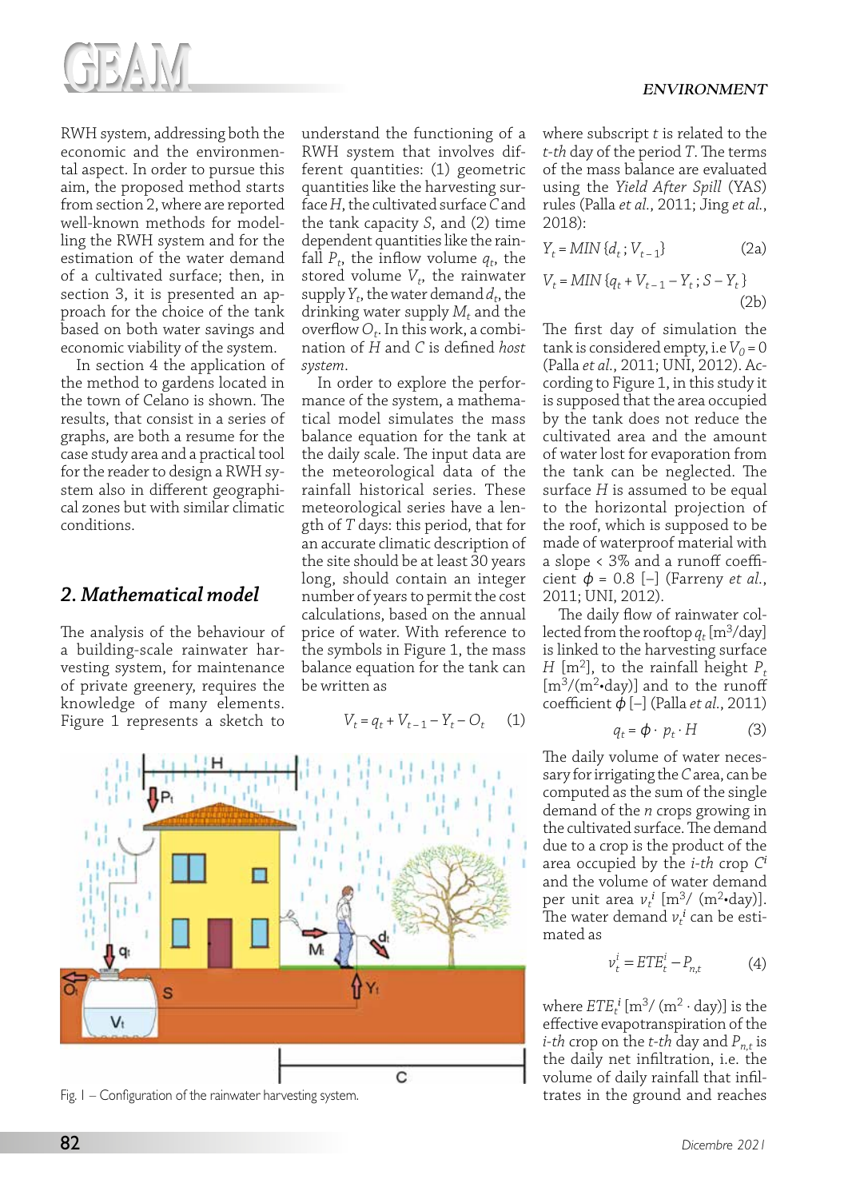RWH system, addressing both the economic and the environmental aspect. In order to pursue this aim, the proposed method starts from section 2, where are reported well-known methods for modelling the RWH system and for the estimation of the water demand of a cultivated surface; then, in section 3, it is presented an approach for the choice of the tank based on both water savings and economic viability of the system.

In section 4 the application of the method to gardens located in the town of Celano is shown. The results, that consist in a series of graphs, are both a resume for the case study area and a practical tool for the reader to design a RWH system also in different geographical zones but with similar climatic conditions.

## 2. Mathematical model

The analysis of the behaviour of a building-scale rainwater harvesting system, for maintenance of private greenery, requires the knowledge of many elements. Figure 1 represents a sketch to understand the functioning of a RWH system that involves different quantities: (1) geometric quantities like the harvesting surface $H$, the cultivated surface $C$ and the tank capacity $S$, and (2) time dependent quantities like the rainfall $P_t$, the inflow volume $q_t$, the stored volume $V_t$, the rainwater supply $Y_t$, the water demand $d_t$, the drinking water supply $M_t$ and the overflow $O_t$. In this work, a combination of $H$ and $C$ is defined *host system*.

In order to explore the performance of the system, a mathematical model simulates the mass balance equation for the tank at the daily scale. The input data are the meteorological data of the rainfall historical series. These meteorological series have a length of $T$ days: this period, that for an accurate climatic description of the site should be at least 30 years long, should contain an integer number of years to permit the cost calculations, based on the annual price of water. With reference to the symbols in Figure 1, the mass balance equation for the tank can be written as

$$V_t = q_t + V_{t-1} - Y_t - O_t \quad (1)$$

Fig. 1 – Configuration of the rainwater harvesting system.

where subscript $t$ is related to the $t$-*th* day of the period $T$. The terms of the mass balance are evaluated using the *Yield After Spill* (YAS) rules (Palla *et al.*, 2011; Jing *et al.*, 2018):

$$Y_t = MIN\{d_t ; V_{t-1}\} \quad (2a)$$

$$V_t = MIN\{q_t + V_{t-1} - Y_t ; S - Y_t\} \quad (2b)$$

The first day of simulation the tank is considered empty, i.e $V_0 = 0$ (Palla *et al.*, 2011; UNI, 2012). According to Figure 1, in this study it is supposed that the area occupied by the tank does not reduce the cultivated area and the amount of water lost for evaporation from the tank can be neglected. The surface $H$ is assumed to be equal to the horizontal projection of the roof, which is supposed to be made of waterproof material with a slope < 3% and a runoff coefficient $\phi$ = 0.8 [–] (Farreny *et al.*, 2011; UNI, 2012).

The daily flow of rainwater collected from the rooftop $q_t$ [m$^3$/day] is linked to the harvesting surface $H$ [m$^2$], to the rainfall height $P_t$ [m$^3$/(m$^2$•day)] and to the runoff coefficient $\phi$ [–] (Palla *et al.*, 2011)

$$q_t = \phi \cdot p_t \cdot H \quad (3)$$

The daily volume of water necessary for irrigating the $C$ area, can be computed as the sum of the single demand of the $n$ crops growing in the cultivated surface. The demand due to a crop is the product of the area occupied by the $i$-*th* crop $C^i$ and the volume of water demand per unit area $v_t^i$ [m$^3$/ (m$^2$•day)]. The water demand $v_t^i$ can be estimated as

$$v_t^i = ETE_t^i - P_{n,t} \quad (4)$$

where $ETE_t^i$ [m$^3$/ (m$^2$ · day)] is the effective evapotranspiration of the $i$-*th* crop on the $t$-*th* day and $P_{n,t}$ is the daily net infiltration, i.e. the volume of daily rainfall that infiltrates in the ground and reaches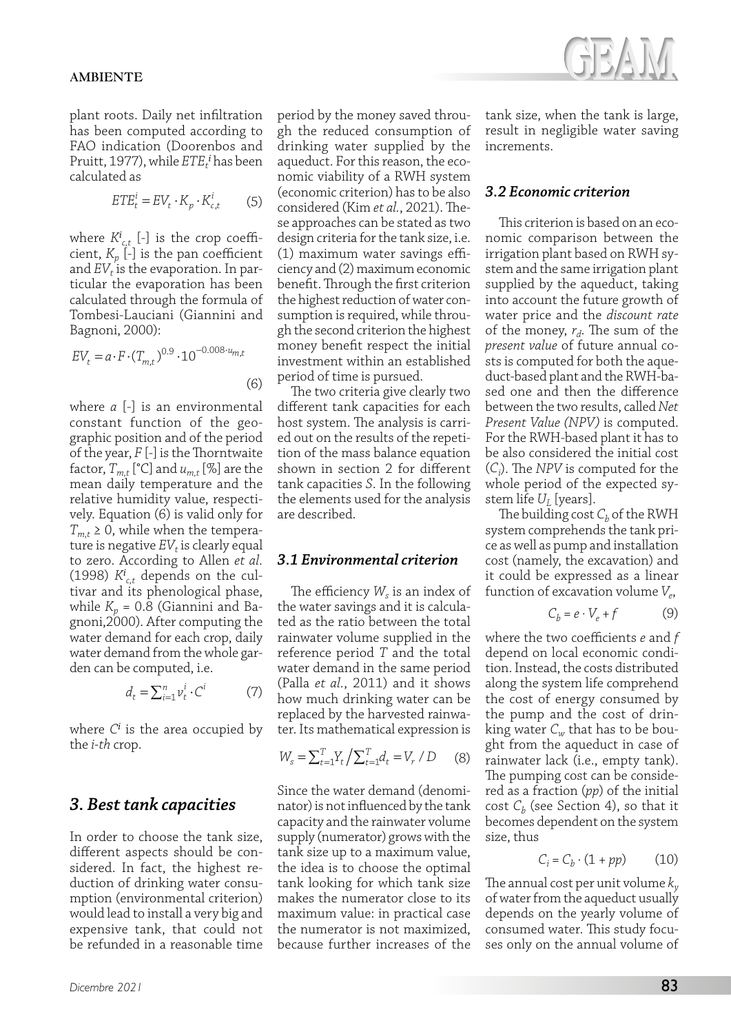plant roots. Daily net infiltration has been computed according to FAO indication (Doorenbos and Pruitt, 1977), while $ETE_t^i$ has been calculated as

$$ETE_t^i = EV_t \cdot K_p \cdot K_{c,t}^i \qquad (5)$$

where $K_{c,t}^i$ [-] is the crop coefficient, $K_p$ [-] is the pan coefficient and $EV_t$ is the evaporation. In particular the evaporation has been calculated through the formula of Tombesi-Lauciani (Giannini and Bagnoni, 2000):

$$EV_t = a \cdot F \cdot (T_{m,t})^{0.9} \cdot 10^{-0.008 \cdot u_{m,t}} \qquad (6)$$

where $a$ [-] is an environmental constant function of the geographic position and of the period of the year, $F$ [-] is the Thorntwaite factor, $T_{m,t}$ [°C] and $u_{m,t}$ [%] are the mean daily temperature and the relative humidity value, respectively. Equation (6) is valid only for $T_{m,t} \geq 0$, while when the temperature is negative $EV_t$ is clearly equal to zero. According to Allen *et al.* (1998) $K_{c,t}^i$ depends on the cultivar and its phenological phase, while $K_p = 0.8$ (Giannini and Bagnoni,2000). After computing the water demand for each crop, daily water demand from the whole garden can be computed, i.e.

$$d_t = \sum_{i=1}^{n} v_t^i \cdot C^i \qquad (7)$$

where $C^i$ is the area occupied by the *i-th* crop.

## 3. Best tank capacities

In order to choose the tank size, different aspects should be considered. In fact, the highest reduction of drinking water consumption (environmental criterion) would lead to install a very big and expensive tank, that could not be refunded in a reasonable time period by the money saved through the reduced consumption of drinking water supplied by the aqueduct. For this reason, the economic viability of a RWH system (economic criterion) has to be also considered (Kim *et al.*, 2021). These approaches can be stated as two design criteria for the tank size, i.e. (1) maximum water savings efficiency and (2) maximum economic benefit. Through the first criterion the highest reduction of water consumption is required, while through the second criterion the highest money benefit respect the initial investment within an established period of time is pursued.

The two criteria give clearly two different tank capacities for each host system. The analysis is carried out on the results of the repetition of the mass balance equation shown in section 2 for different tank capacities $S$. In the following the elements used for the analysis are described.

### 3.1 Environmental criterion

The efficiency $W_s$ is an index of the water savings and it is calculated as the ratio between the total rainwater volume supplied in the reference period $T$ and the total water demand in the same period (Palla *et al.*, 2011) and it shows how much drinking water can be replaced by the harvested rainwater. Its mathematical expression is

$$W_s = \sum_{t=1}^{T} Y_t \Big/ \sum_{t=1}^{T} d_t = V_r / D \qquad (8)$$

Since the water demand (denominator) is not influenced by the tank capacity and the rainwater volume supply (numerator) grows with the tank size up to a maximum value, the idea is to choose the optimal tank looking for which tank size makes the numerator close to its maximum value: in practical case the numerator is not maximized, because further increases of the tank size, when the tank is large, result in negligible water saving increments.

### 3.2 Economic criterion

This criterion is based on an economic comparison between the irrigation plant based on RWH system and the same irrigation plant supplied by the aqueduct, taking into account the future growth of water price and the *discount rate* of the money, $r_d$. The sum of the *present value* of future annual costs is computed for both the aqueduct-based plant and the RWH-based one and then the difference between the two results, called *Net Present Value (NPV)* is computed. For the RWH-based plant it has to be also considered the initial cost ($C_i$). The *NPV* is computed for the whole period of the expected system life $U_L$ [years].

The building cost $C_b$ of the RWH system comprehends the tank price as well as pump and installation cost (namely, the excavation) and it could be expressed as a linear function of excavation volume $V_e$,

$$C_b = e \cdot V_e + f \qquad (9)$$

where the two coefficients $e$ and $f$ depend on local economic condition. Instead, the costs distributed along the system life comprehend the cost of energy consumed by the pump and the cost of drinking water $C_w$ that has to be bought from the aqueduct in case of rainwater lack (i.e., empty tank). The pumping cost can be considered as a fraction ($pp$) of the initial cost $C_b$ (see Section 4), so that it becomes dependent on the system size, thus

$$C_i = C_b \cdot (1 + pp) \qquad (10)$$

The annual cost per unit volume $k_y$ of water from the aqueduct usually depends on the yearly volume of consumed water. This study focuses only on the annual volume of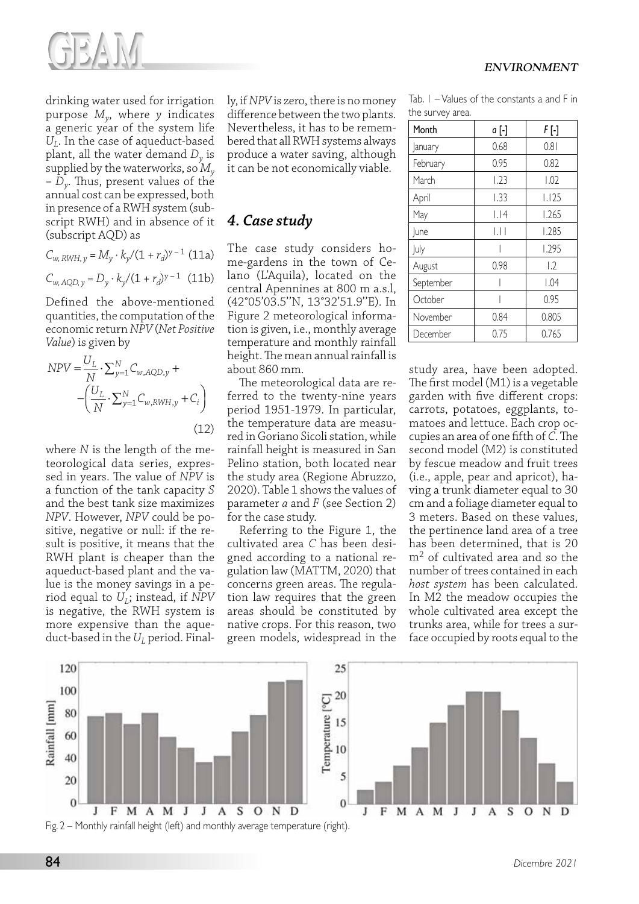drinking water used for irrigation purpose $M_y$, where $y$ indicates a generic year of the system life $U_L$. In the case of aqueduct-based plant, all the water demand $D_y$ is supplied by the waterworks, so $M_y = D_y$. Thus, present values of the annual cost can be expressed, both in presence of a RWH system (subscript RWH) and in absence of it (subscript AQD) as

$$C_{w,RWH,y} = M_y \cdot k_y / (1 + r_d)^{y-1} \quad (11a)$$

$$C_{w,AQD,y} = D_y \cdot k_y / (1 + r_d)^{y-1} \quad (11b)$$

Defined the above-mentioned quantities, the computation of the economic return *NPV* (*Net Positive Value*) is given by

$$NPV = \frac{U_L}{N} \cdot \sum_{y=1}^{N} C_{w,AQD,y} + -\left(\frac{U_L}{N} \cdot \sum_{y=1}^{N} C_{w,RWH,y} + C_i\right) \quad (12)$$

where $N$ is the length of the meteorological data series, expressed in years. The value of *NPV* is a function of the tank capacity $S$ and the best tank size maximizes *NPV*. However, *NPV* could be positive, negative or null: if the result is positive, it means that the RWH plant is cheaper than the aqueduct-based plant and the value is the money savings in a period equal to $U_L$; instead, if *NPV* is negative, the RWH system is more expensive than the aqueduct-based in the $U_L$ period. Finally, if *NPV* is zero, there is no money difference between the two plants. Nevertheless, it has to be remembered that all RWH systems always produce a water saving, although it can be not economically viable.

## 4. Case study

The case study considers home-gardens in the town of Celano (L'Aquila), located on the central Apennines at 800 m a.s.l, (42°05'03.5''N, 13°32'51.9''E). In Figure 2 meteorological information is given, i.e., monthly average temperature and monthly rainfall height. The mean annual rainfall is about 860 mm.

The meteorological data are referred to the twenty-nine years period 1951-1979. In particular, the temperature data are measured in Goriano Sicoli station, while rainfall height is measured in San Pelino station, both located near the study area (Regione Abruzzo, 2020). Table 1 shows the values of parameter $a$ and $F$ (see Section 2) for the case study.

Referring to the Figure 1, the cultivated area $C$ has been designed according to a national regulation law (MATTM, 2020) that concerns green areas. The regulation law requires that the green areas should be constituted by native crops. For this reason, two green models, widespread in the study area, have been adopted. The first model (M1) is a vegetable garden with five different crops: carrots, potatoes, eggplants, tomatoes and lettuce. Each crop occupies an area of one fifth of $C$. The second model (M2) is constituted by fescue meadow and fruit trees (i.e., apple, pear and apricot), having a trunk diameter equal to 30 cm and a foliage diameter equal to 3 meters. Based on these values, the pertinence land area of a tree has been determined, that is 20 $m^2$ of cultivated area and so the number of trees contained in each *host system* has been calculated. In M2 the meadow occupies the whole cultivated area except the trunks area, while for trees a surface occupied by roots equal to the

Tab. 1 – Values of the constants a and F in the survey area.

| Month | $a$ [-] | $F$ [-] |
|---|---|---|
| January | 0.68 | 0.81 |
| February | 0.95 | 0.82 |
| March | 1.23 | 1.02 |
| April | 1.33 | 1.125 |
| May | 1.14 | 1.265 |
| June | 1.11 | 1.285 |
| July | 1 | 1.295 |
| August | 0.98 | 1.2 |
| September | 1 | 1.04 |
| October | 1 | 0.95 |
| November | 0.84 | 0.805 |
| December | 0.75 | 0.765 |

Fig. 2 – Monthly rainfall height (left) and monthly average temperature (right).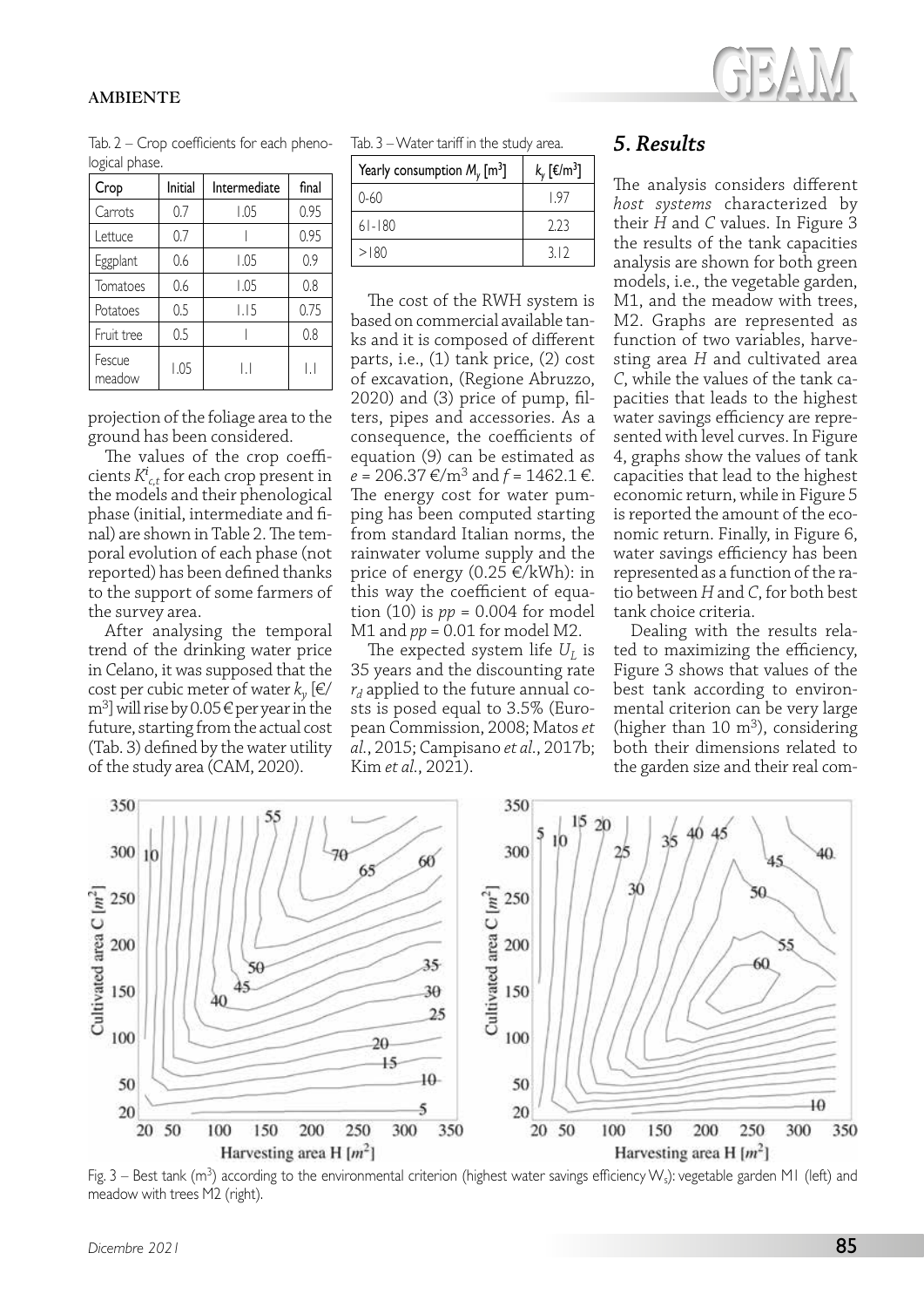Tab. 2 – Crop coefficients for each phenological phase.

| Crop | Initial | Intermediate | final |
|---|---|---|---|
| Carrots | 0.7 | 1.05 | 0.95 |
| Lettuce | 0.7 | 1 | 0.95 |
| Eggplant | 0.6 | 1.05 | 0.9 |
| Tomatoes | 0.6 | 1.05 | 0.8 |
| Potatoes | 0.5 | 1.15 | 0.75 |
| Fruit tree | 0.5 | 1 | 0.8 |
| Fescue meadow | 1.05 | 1.1 | 1.1 |

projection of the foliage area to the ground has been considered.

The values of the crop coefficients $K^i_{c,t}$ for each crop present in the models and their phenological phase (initial, intermediate and final) are shown in Table 2. The temporal evolution of each phase (not reported) has been defined thanks to the support of some farmers of the survey area.

After analysing the temporal trend of the drinking water price in Celano, it was supposed that the cost per cubic meter of water $k_y$ [€/m$^3$] will rise by 0.05 € per year in the future, starting from the actual cost (Tab. 3) defined by the water utility of the study area (CAM, 2020).

Tab. 3 – Water tariff in the study area.

| Yearly consumption $M_y$ [m$^3$] | $k_y$ [€/m$^3$] |
|---|---|
| 0-60 | 1.97 |
| 61-180 | 2.23 |
| >180 | 3.12 |

The cost of the RWH system is based on commercial available tanks and it is composed of different parts, i.e., (1) tank price, (2) cost of excavation, (Regione Abruzzo, 2020) and (3) price of pump, filters, pipes and accessories. As a consequence, the coefficients of equation (9) can be estimated as $e$ = 206.37 €/m$^3$ and $f$ = 1462.1 €. The energy cost for water pumping has been computed starting from standard Italian norms, the rainwater volume supply and the price of energy (0.25 €/kWh): in this way the coefficient of equation (10) is $pp$ = 0.004 for model M1 and $pp$ = 0.01 for model M2.

The expected system life $U_L$ is 35 years and the discounting rate $r_d$ applied to the future annual costs is posed equal to 3.5% (European Commission, 2008; Matos *et al.*, 2015; Campisano *et al.*, 2017b; Kim *et al.*, 2021).

## *5. Results*

The analysis considers different *host systems* characterized by their $H$ and $C$ values. In Figure 3 the results of the tank capacities analysis are shown for both green models, i.e., the vegetable garden, M1, and the meadow with trees, M2. Graphs are represented as function of two variables, harvesting area $H$ and cultivated area $C$, while the values of the tank capacities that leads to the highest water savings efficiency are represented with level curves. In Figure 4, graphs show the values of tank capacities that lead to the highest economic return, while in Figure 5 is reported the amount of the economic return. Finally, in Figure 6, water savings efficiency has been represented as a function of the ratio between $H$ and $C$, for both best tank choice criteria.

Dealing with the results related to maximizing the efficiency, Figure 3 shows that values of the best tank according to environmental criterion can be very large (higher than 10 m$^3$), considering both their dimensions related to the garden size and their real com-

Fig. 3 – Best tank (m$^3$) according to the environmental criterion (highest water savings efficiency $W_s$): vegetable garden M1 (left) and meadow with trees M2 (right).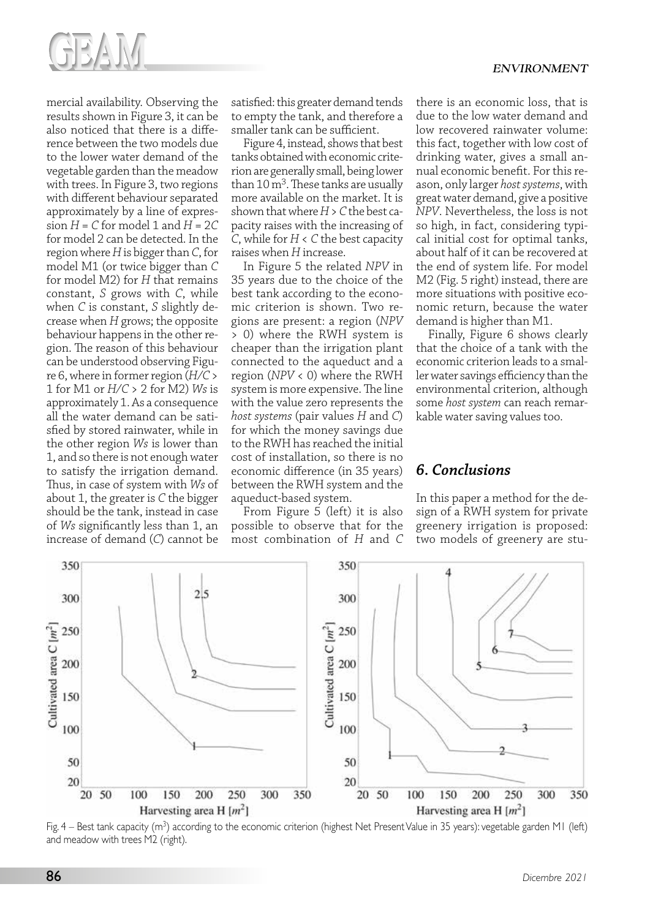mercial availability. Observing the results shown in Figure 3, it can be also noticed that there is a difference between the two models due to the lower water demand of the vegetable garden than the meadow with trees. In Figure 3, two regions with different behaviour separated approximately by a line of expression $H = C$ for model 1 and $H = 2C$ for model 2 can be detected. In the region where $H$ is bigger than $C$, for model M1 (or twice bigger than $C$ for model M2) for $H$ that remains constant, $S$ grows with $C$, while when $C$ is constant, $S$ slightly decrease when $H$ grows; the opposite behaviour happens in the other region. The reason of this behaviour can be understood observing Figure 6, where in former region ($H/C > 1$ for M1 or $H/C > 2$ for M2) $Ws$ is approximately 1. As a consequence all the water demand can be satisfied by stored rainwater, while in the other region $Ws$ is lower than 1, and so there is not enough water to satisfy the irrigation demand. Thus, in case of system with $Ws$ of about 1, the greater is $C$ the bigger should be the tank, instead in case of $Ws$ significantly less than 1, an increase of demand ($C$) cannot be satisfied: this greater demand tends to empty the tank, and therefore a smaller tank can be sufficient.

Figure 4, instead, shows that best tanks obtained with economic criterion are generally small, being lower than 10 m$^3$. These tanks are usually more available on the market. It is shown that where $H > C$ the best capacity raises with the increasing of $C$, while for $H < C$ the best capacity raises when $H$ increase.

In Figure 5 the related *NPV* in 35 years due to the choice of the best tank according to the economic criterion is shown. Two regions are present: a region (*NPV* > 0) where the RWH system is cheaper than the irrigation plant connected to the aqueduct and a region (*NPV* < 0) where the RWH system is more expensive. The line with the value zero represents the *host systems* (pair values $H$ and $C$) for which the money savings due to the RWH has reached the initial cost of installation, so there is no economic difference (in 35 years) between the RWH system and the aqueduct-based system.

From Figure 5 (left) it is also possible to observe that for the most combination of $H$ and $C$ there is an economic loss, that is due to the low water demand and low recovered rainwater volume: this fact, together with low cost of drinking water, gives a small annual economic benefit. For this reason, only larger *host systems*, with great water demand, give a positive *NPV*. Nevertheless, the loss is not so high, in fact, considering typical initial cost for optimal tanks, about half of it can be recovered at the end of system life. For model M2 (Fig. 5 right) instead, there are more situations with positive economic return, because the water demand is higher than M1.

Finally, Figure 6 shows clearly that the choice of a tank with the economic criterion leads to a smaller water savings efficiency than the environmental criterion, although some *host system* can reach remarkable water saving values too.

## 6. Conclusions

In this paper a method for the design of a RWH system for private greenery irrigation is proposed: two models of greenery are stu-

Fig. 4 – Best tank capacity (m$^3$) according to the economic criterion (highest Net Present Value in 35 years): vegetable garden M1 (left) and meadow with trees M2 (right).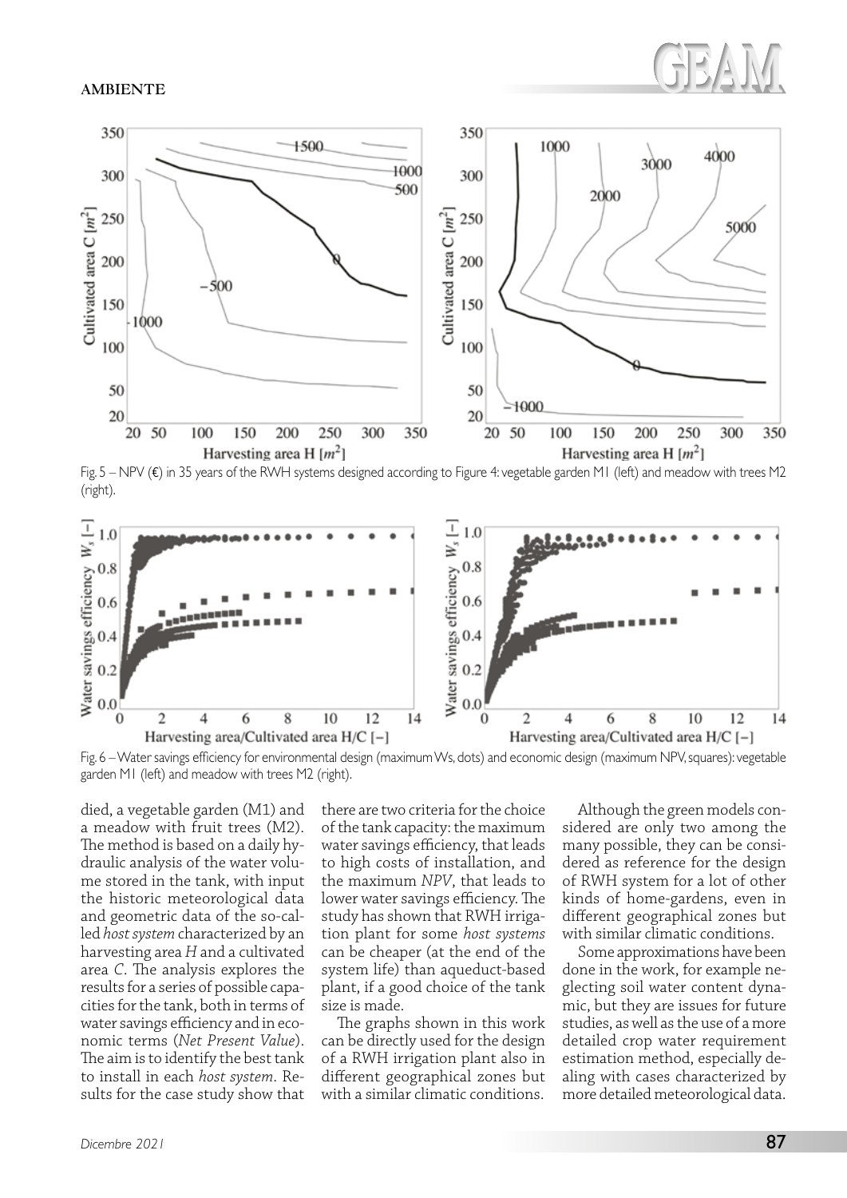Fig. 5 – NPV (€) in 35 years of the RWH systems designed according to Figure 4: vegetable garden M1 (left) and meadow with trees M2 (right).

Fig. 6 – Water savings efficiency for environmental design (maximum Ws, dots) and economic design (maximum NPV, squares): vegetable garden M1 (left) and meadow with trees M2 (right).

died, a vegetable garden (M1) and a meadow with fruit trees (M2). The method is based on a daily hydraulic analysis of the water volume stored in the tank, with input the historic meteorological data and geometric data of the so-called *host system* characterized by an harvesting area *H* and a cultivated area *C*. The analysis explores the results for a series of possible capacities for the tank, both in terms of water savings efficiency and in economic terms (*Net Present Value*). The aim is to identify the best tank to install in each *host system*. Results for the case study show that there are two criteria for the choice of the tank capacity: the maximum water savings efficiency, that leads to high costs of installation, and the maximum *NPV*, that leads to lower water savings efficiency. The study has shown that RWH irrigation plant for some *host systems* can be cheaper (at the end of the system life) than aqueduct-based plant, if a good choice of the tank size is made.

The graphs shown in this work can be directly used for the design of a RWH irrigation plant also in different geographical zones but with a similar climatic conditions.

Although the green models considered are only two among the many possible, they can be considered as reference for the design of RWH system for a lot of other kinds of home-gardens, even in different geographical zones but with similar climatic conditions.

Some approximations have been done in the work, for example neglecting soil water content dynamic, but they are issues for future studies, as well as the use of a more detailed crop water requirement estimation method, especially dealing with cases characterized by more detailed meteorological data.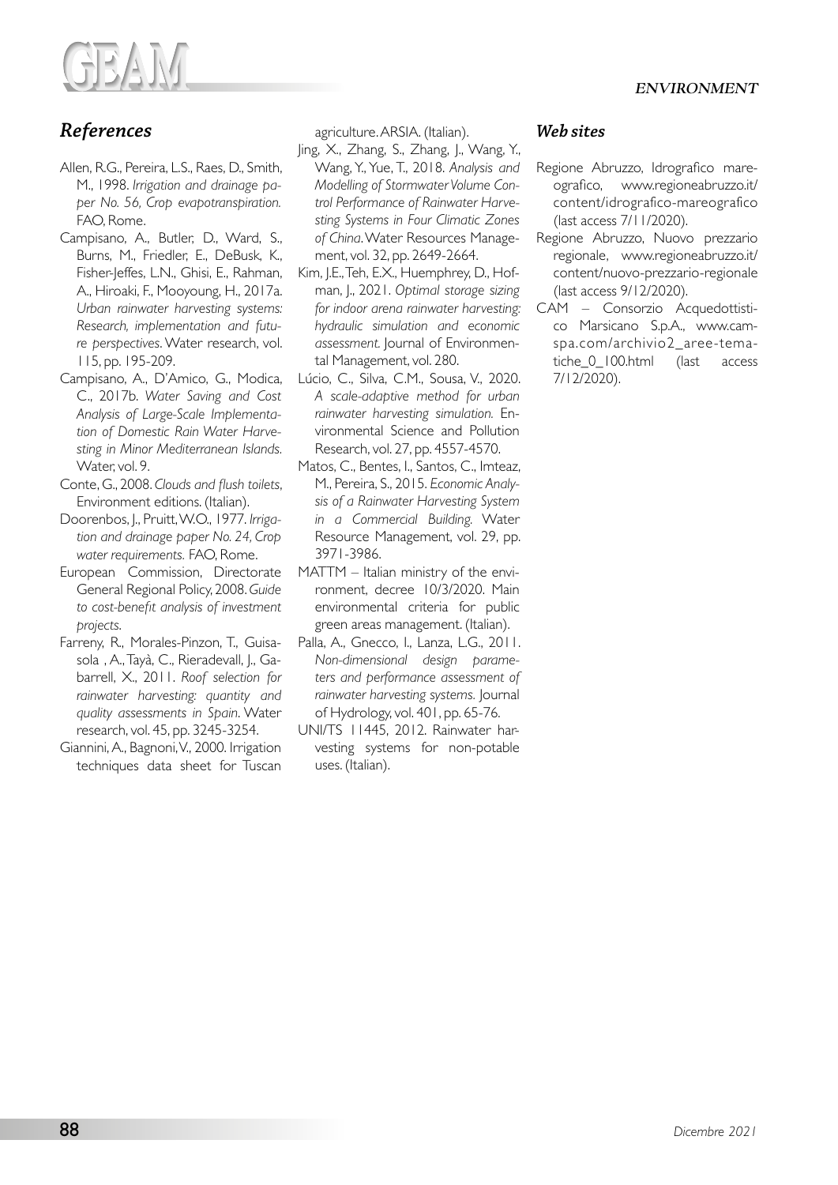## *References*

Allen, R.G., Pereira, L.S., Raes, D., Smith, M., 1998. *Irrigation and drainage paper No. 56, Crop evapotranspiration.* FAO, Rome.

Campisano, A., Butler, D., Ward, S., Burns, M., Friedler, E., DeBusk, K., Fisher-Jeffes, L.N., Ghisi, E., Rahman, A., Hiroaki, F., Mooyoung, H., 2017a. *Urban rainwater harvesting systems: Research, implementation and future perspectives.* Water research, vol. 115, pp. 195-209.

Campisano, A., D'Amico, G., Modica, C., 2017b. *Water Saving and Cost Analysis of Large-Scale Implementation of Domestic Rain Water Harvesting in Minor Mediterranean Islands.* Water, vol. 9.

Conte, G., 2008. *Clouds and flush toilets*, Environment editions. (Italian).

Doorenbos, J., Pruitt, W.O., 1977. *Irrigation and drainage paper No. 24, Crop water requirements.* FAO, Rome.

European Commission, Directorate General Regional Policy, 2008. *Guide to cost-benefit analysis of investment projects.*

Farreny, R., Morales-Pinzon, T., Guisasola , A., Tayà, C., Rieradevall, J., Gabarrell, X., 2011. *Roof selection for rainwater harvesting: quantity and quality assessments in Spain.* Water research, vol. 45, pp. 3245-3254.

Giannini, A., Bagnoni, V., 2000. Irrigation techniques data sheet for Tuscan agriculture. ARSIA. (Italian).

Jing, X., Zhang, S., Zhang, J., Wang, Y., Wang, Y., Yue, T., 2018. *Analysis and Modelling of Stormwater Volume Control Performance of Rainwater Harvesting Systems in Four Climatic Zones of China.* Water Resources Management, vol. 32, pp. 2649-2664.

Kim, J.E., Teh, E.X., Huemphrey, D., Hofman, J., 2021. *Optimal storage sizing for indoor arena rainwater harvesting: hydraulic simulation and economic assessment.* Journal of Environmental Management, vol. 280.

Lúcio, C., Silva, C.M., Sousa, V., 2020. *A scale-adaptive method for urban rainwater harvesting simulation.* Environmental Science and Pollution Research, vol. 27, pp. 4557-4570.

Matos, C., Bentes, I., Santos, C., Imteaz, M., Pereira, S., 2015. *Economic Analysis of a Rainwater Harvesting System in a Commercial Building.* Water Resource Management, vol. 29, pp. 3971-3986.

MATTM – Italian ministry of the environment, decree 10/3/2020. Main environmental criteria for public green areas management. (Italian).

Palla, A., Gnecco, I., Lanza, L.G., 2011. *Non-dimensional design parameters and performance assessment of rainwater harvesting systems.* Journal of Hydrology, vol. 401, pp. 65-76.

UNI/TS 11445, 2012. Rainwater harvesting systems for non-potable uses. (Italian).

### *Web sites*

Regione Abruzzo, Idrografico mareografico, www.regioneabruzzo.it/content/idrografico-mareografico (last access 7/11/2020).

Regione Abruzzo, Nuovo prezzario regionale, www.regioneabruzzo.it/content/nuovo-prezzario-regionale (last access 9/12/2020).

CAM – Consorzio Acquedottistico Marsicano S.p.A., www.camspa.com/archivio2_aree-tematiche_0_100.html (last access 7/12/2020).